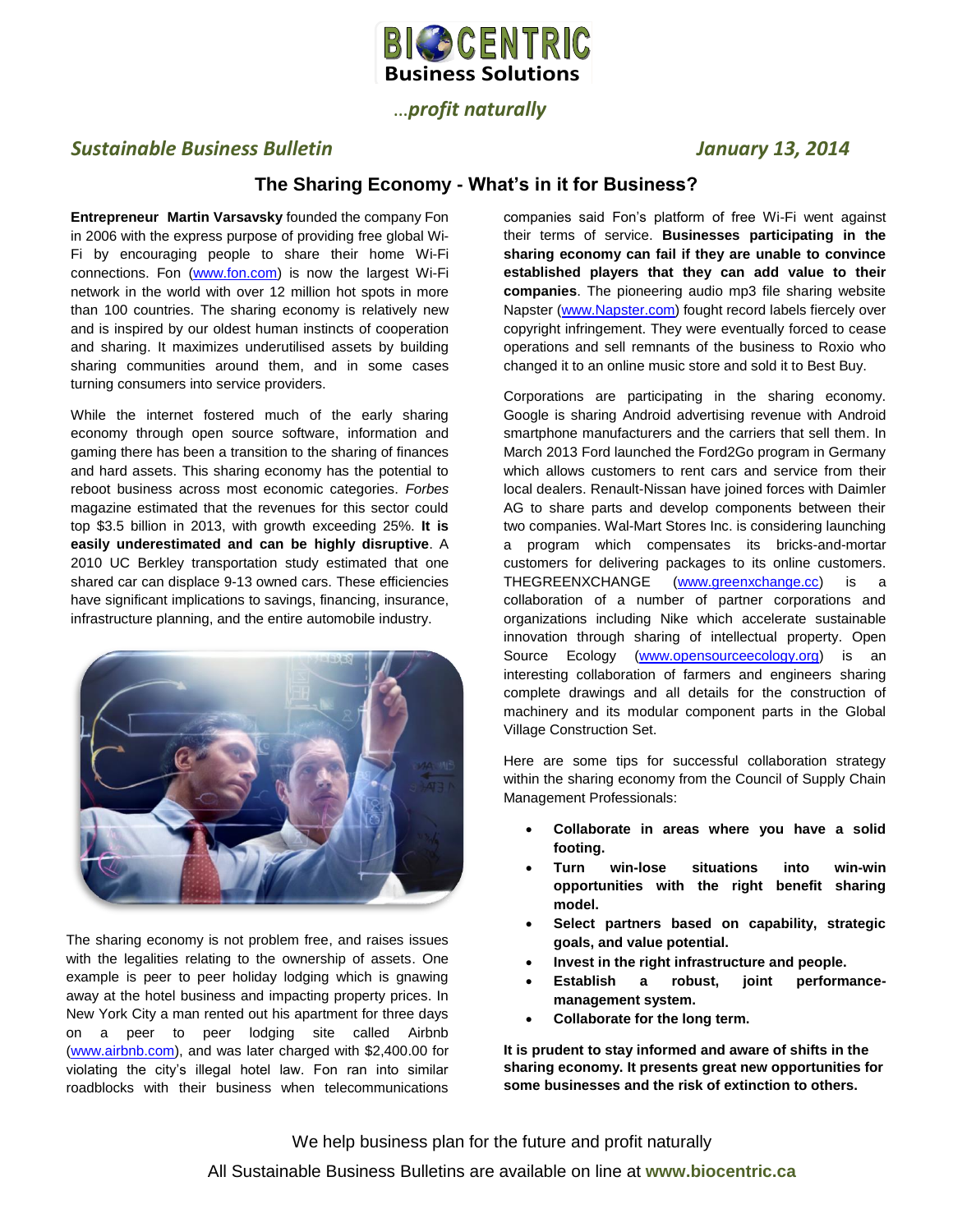# BIOCENTRIC Business Solutions

*...profit naturally*

***Sustainable Business Bulletin*** ***January 13, 2014***

## The Sharing Economy - What's in it for Business?

**Entrepreneur Martin Varsavsky** founded the company Fon in 2006 with the express purpose of providing free global Wi-Fi by encouraging people to share their home Wi-Fi connections. Fon (www.fon.com) is now the largest Wi-Fi network in the world with over 12 million hot spots in more than 100 countries. The sharing economy is relatively new and is inspired by our oldest human instincts of cooperation and sharing. It maximizes underutilised assets by building sharing communities around them, and in some cases turning consumers into service providers.

While the internet fostered much of the early sharing economy through open source software, information and gaming there has been a transition to the sharing of finances and hard assets. This sharing economy has the potential to reboot business across most economic categories. *Forbes* magazine estimated that the revenues for this sector could top $3.5 billion in 2013, with growth exceeding 25%. **It is easily underestimated and can be highly disruptive**. A 2010 UC Berkley transportation study estimated that one shared car can displace 9-13 owned cars. These efficiencies have significant implications to savings, financing, insurance, infrastructure planning, and the entire automobile industry.

The sharing economy is not problem free, and raises issues with the legalities relating to the ownership of assets. One example is peer to peer holiday lodging which is gnawing away at the hotel business and impacting property prices. In New York City a man rented out his apartment for three days on a peer to peer lodging site called Airbnb (www.airbnb.com), and was later charged with $2,400.00 for violating the city's illegal hotel law. Fon ran into similar roadblocks with their business when telecommunications companies said Fon's platform of free Wi-Fi went against their terms of service. **Businesses participating in the sharing economy can fail if they are unable to convince established players that they can add value to their companies**. The pioneering audio mp3 file sharing website Napster (www.Napster.com) fought record labels fiercely over copyright infringement. They were eventually forced to cease operations and sell remnants of the business to Roxio who changed it to an online music store and sold it to Best Buy.

Corporations are participating in the sharing economy. Google is sharing Android advertising revenue with Android smartphone manufacturers and the carriers that sell them. In March 2013 Ford launched the Ford2Go program in Germany which allows customers to rent cars and service from their local dealers. Renault-Nissan have joined forces with Daimler AG to share parts and develop components between their two companies. Wal-Mart Stores Inc. is considering launching a program which compensates its bricks-and-mortar customers for delivering packages to its online customers. THEGREENXCHANGE (www.greenxchange.cc) is a collaboration of a number of partner corporations and organizations including Nike which accelerate sustainable innovation through sharing of intellectual property. Open Source Ecology (www.opensourceecology.org) is an interesting collaboration of farmers and engineers sharing complete drawings and all details for the construction of machinery and its modular component parts in the Global Village Construction Set.

Here are some tips for successful collaboration strategy within the sharing economy from the Council of Supply Chain Management Professionals:

- **Collaborate in areas where you have a solid footing.**
- **Turn win-lose situations into win-win opportunities with the right benefit sharing model.**
- **Select partners based on capability, strategic goals, and value potential.**
- **Invest in the right infrastructure and people.**
- **Establish a robust, joint performance-management system.**
- **Collaborate for the long term.**

**It is prudent to stay informed and aware of shifts in the sharing economy. It presents great new opportunities for some businesses and the risk of extinction to others.**

We help business plan for the future and profit naturally

All Sustainable Business Bulletins are available on line at **www.biocentric.ca**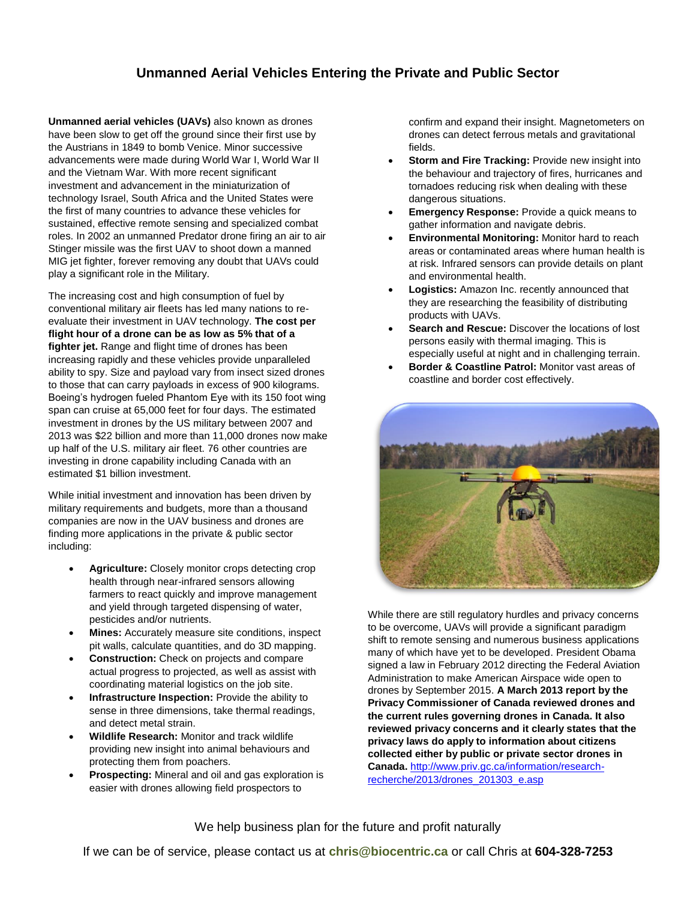## Unmanned Aerial Vehicles Entering the Private and Public Sector

**Unmanned aerial vehicles (UAVs)** also known as drones have been slow to get off the ground since their first use by the Austrians in 1849 to bomb Venice. Minor successive advancements were made during World War I, World War II and the Vietnam War. With more recent significant investment and advancement in the miniaturization of technology Israel, South Africa and the United States were the first of many countries to advance these vehicles for sustained, effective remote sensing and specialized combat roles. In 2002 an unmanned Predator drone firing an air to air Stinger missile was the first UAV to shoot down a manned MIG jet fighter, forever removing any doubt that UAVs could play a significant role in the Military.

The increasing cost and high consumption of fuel by conventional military air fleets has led many nations to re-evaluate their investment in UAV technology. **The cost per flight hour of a drone can be as low as 5% that of a fighter jet.** Range and flight time of drones has been increasing rapidly and these vehicles provide unparalleled ability to spy. Size and payload vary from insect sized drones to those that can carry payloads in excess of 900 kilograms. Boeing's hydrogen fueled Phantom Eye with its 150 foot wing span can cruise at 65,000 feet for four days. The estimated investment in drones by the US military between 2007 and 2013 was $22 billion and more than 11,000 drones now make up half of the U.S. military air fleet. 76 other countries are investing in drone capability including Canada with an estimated $1 billion investment.

While initial investment and innovation has been driven by military requirements and budgets, more than a thousand companies are now in the UAV business and drones are finding more applications in the private & public sector including:

- **Agriculture:** Closely monitor crops detecting crop health through near-infrared sensors allowing farmers to react quickly and improve management and yield through targeted dispensing of water, pesticides and/or nutrients.
- **Mines:** Accurately measure site conditions, inspect pit walls, calculate quantities, and do 3D mapping.
- **Construction:** Check on projects and compare actual progress to projected, as well as assist with coordinating material logistics on the job site.
- **Infrastructure Inspection:** Provide the ability to sense in three dimensions, take thermal readings, and detect metal strain.
- **Wildlife Research:** Monitor and track wildlife providing new insight into animal behaviours and protecting them from poachers.
- **Prospecting:** Mineral and oil and gas exploration is easier with drones allowing field prospectors to confirm and expand their insight. Magnetometers on drones can detect ferrous metals and gravitational fields.
- **Storm and Fire Tracking:** Provide new insight into the behaviour and trajectory of fires, hurricanes and tornadoes reducing risk when dealing with these dangerous situations.
- **Emergency Response:** Provide a quick means to gather information and navigate debris.
- **Environmental Monitoring:** Monitor hard to reach areas or contaminated areas where human health is at risk. Infrared sensors can provide details on plant and environmental health.
- **Logistics:** Amazon Inc. recently announced that they are researching the feasibility of distributing products with UAVs.
- **Search and Rescue:** Discover the locations of lost persons easily with thermal imaging. This is especially useful at night and in challenging terrain.
- **Border & Coastline Patrol:** Monitor vast areas of coastline and border cost effectively.

While there are still regulatory hurdles and privacy concerns to be overcome, UAVs will provide a significant paradigm shift to remote sensing and numerous business applications many of which have yet to be developed. President Obama signed a law in February 2012 directing the Federal Aviation Administration to make American Airspace wide open to drones by September 2015. **A March 2013 report by the Privacy Commissioner of Canada reviewed drones and the current rules governing drones in Canada. It also reviewed privacy concerns and it clearly states that the privacy laws do apply to information about citizens collected either by public or private sector drones in Canada.** http://www.priv.gc.ca/information/research-recherche/2013/drones_201303_e.asp

We help business plan for the future and profit naturally

If we can be of service, please contact us at **chris@biocentric.ca** or call Chris at **604-328-7253**